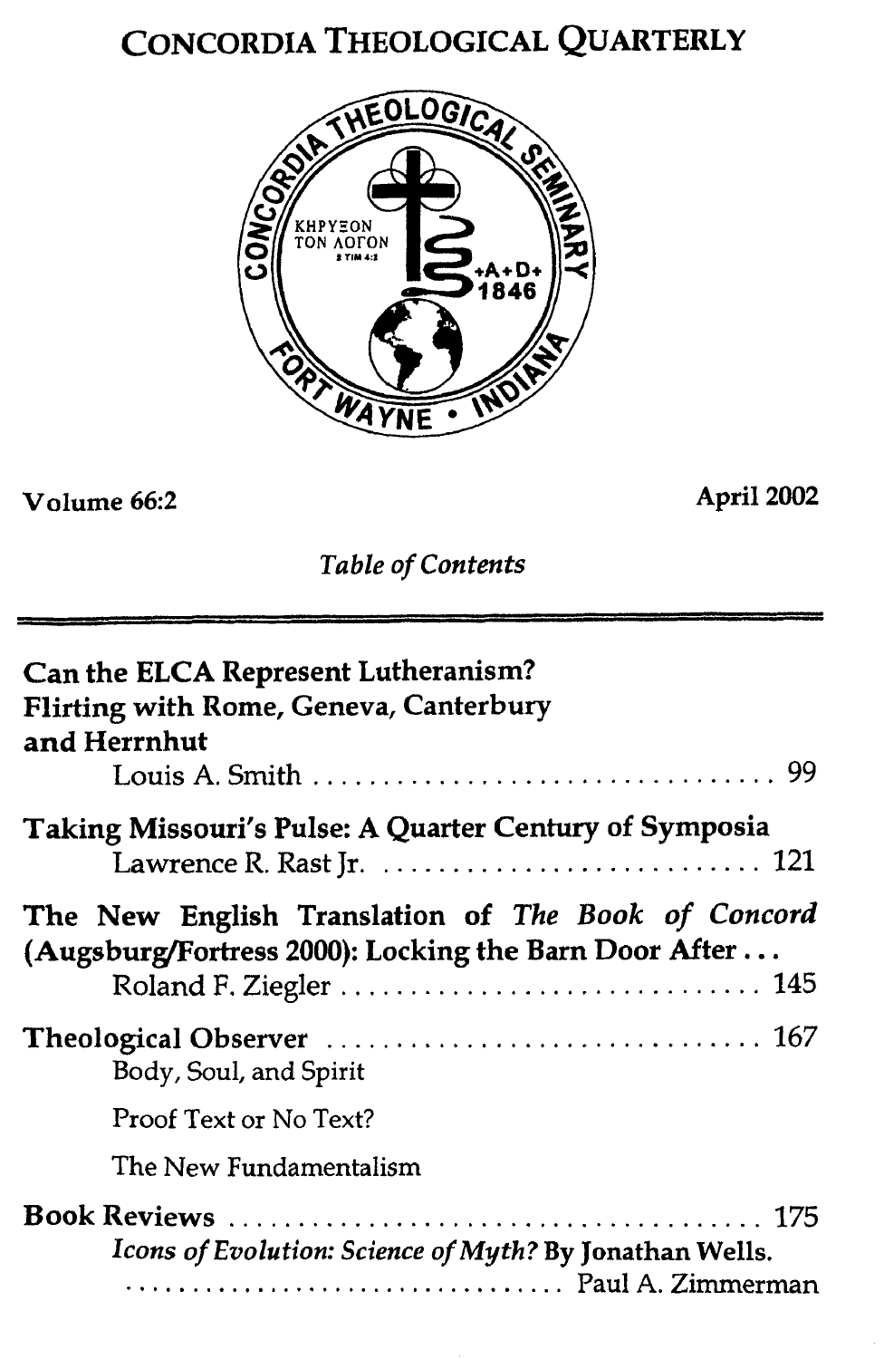# CONCORDIA THEOLOGICAL QUARTERLY

Volume 66:2 April 2002

*Table of Contents*

---

**Can the ELCA Represent Lutheranism? Flirting with Rome, Geneva, Canterbury and Herrnhut**
Louis A. Smith .................................. 99

**Taking Missouri's Pulse: A Quarter Century of Symposia**
Lawrence R. Rast Jr. ............................ 121

**The New English Translation of *The Book of Concord* (Augsburg/Fortress 2000): Locking the Barn Door After . . .**
Roland F. Ziegler ................................ 145

**Theological Observer** ................................ 167

Body, Soul, and Spirit

Proof Text or No Text?

The New Fundamentalism

**Book Reviews** ........................................ 175

*Icons of Evolution: Science of Myth?* **By Jonathan Wells.**
.................................. Paul A. Zimmerman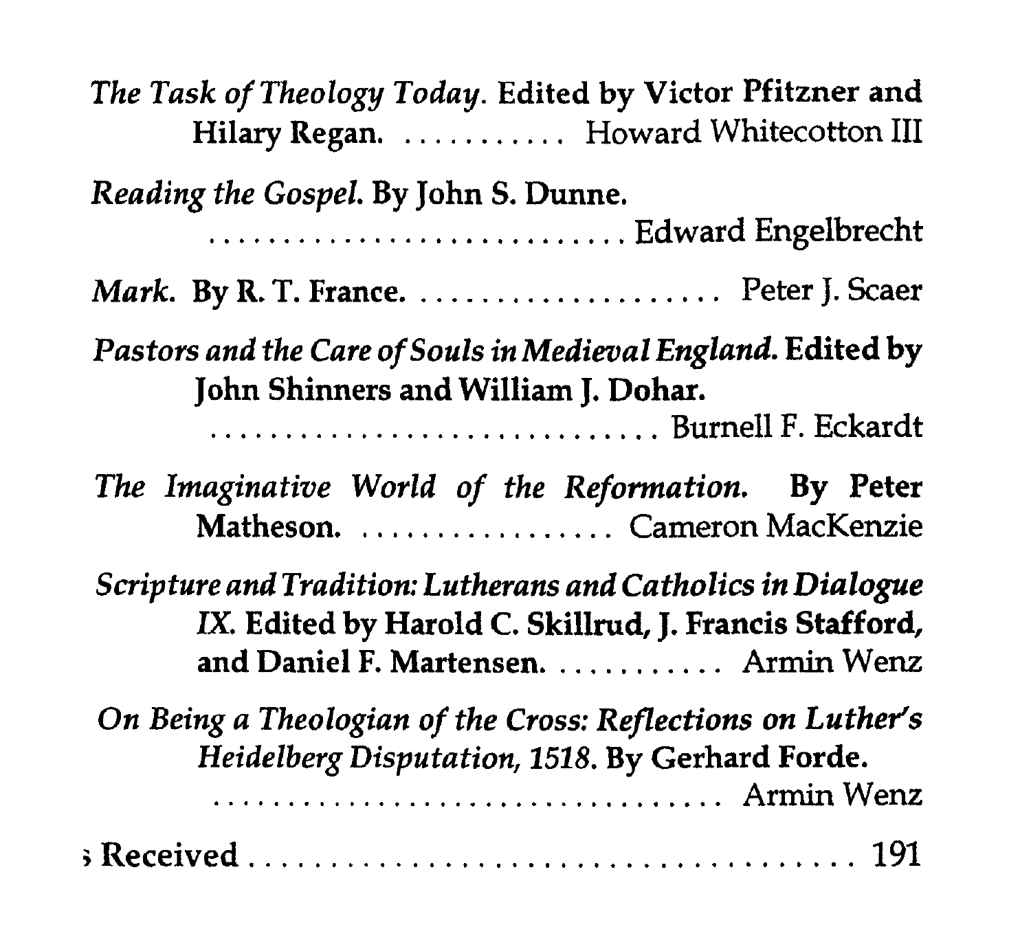*The Task of Theology Today.* **Edited by Victor Pfitzner and Hilary Regan.** ........... Howard Whitecotton III

*Reading the Gospel.* **By John S. Dunne.** ............................ Edward Engelbrecht

*Mark.* **By R. T. France.** .................... Peter J. Scaer

*Pastors and the Care of Souls in Medieval England.* **Edited by John Shinners and William J. Dohar.** ............................. Burnell F. Eckardt

*The Imaginative World of the Reformation.* **By Peter Matheson.** ................. Cameron MacKenzie

*Scripture and Tradition: Lutherans and Catholics in Dialogue IX.* **Edited by Harold C. Skillrud, J. Francis Stafford, and Daniel F. Martensen.** ........... Armin Wenz

*On Being a Theologian of the Cross: Reflections on Luther's Heidelberg Disputation, 1518.* **By Gerhard Forde.** .............................. Armin Wenz

; Received ............................ 191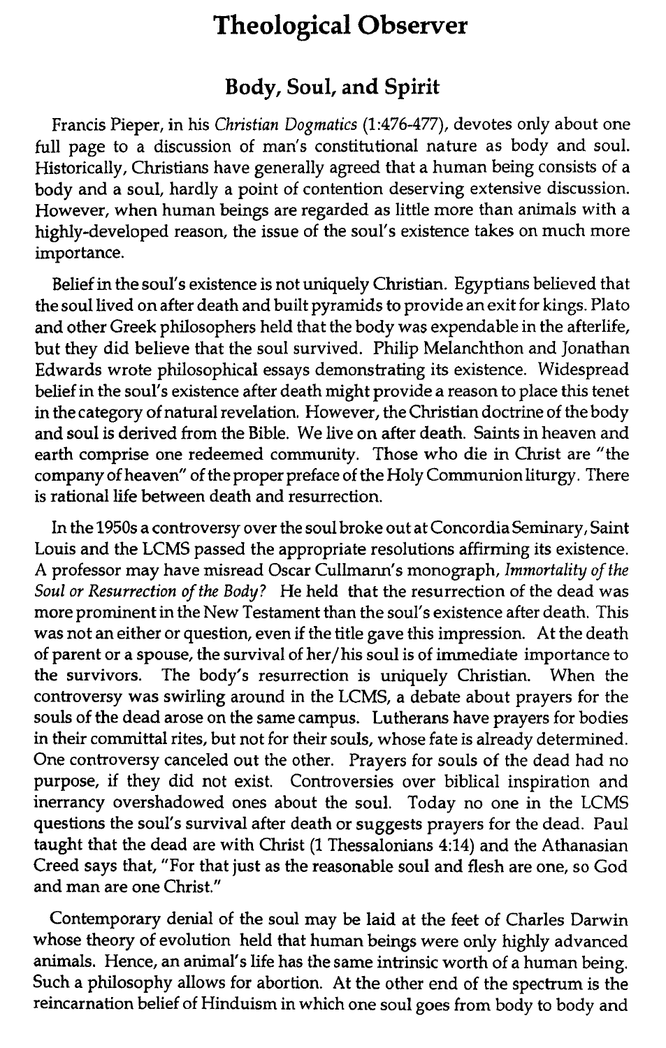# Theological Observer

## Body, Soul, and Spirit

Francis Pieper, in his *Christian Dogmatics* (1:476-477), devotes only about one full page to a discussion of man's constitutional nature as body and soul. Historically, Christians have generally agreed that a human being consists of a body and a soul, hardly a point of contention deserving extensive discussion. However, when human beings are regarded as little more than animals with a highly-developed reason, the issue of the soul's existence takes on much more importance.

Belief in the soul's existence is not uniquely Christian. Egyptians believed that the soul lived on after death and built pyramids to provide an exit for kings. Plato and other Greek philosophers held that the body was expendable in the afterlife, but they did believe that the soul survived. Philip Melanchthon and Jonathan Edwards wrote philosophical essays demonstrating its existence. Widespread belief in the soul's existence after death might provide a reason to place this tenet in the category of natural revelation. However, the Christian doctrine of the body and soul is derived from the Bible. We live on after death. Saints in heaven and earth comprise one redeemed community. Those who die in Christ are "the company of heaven" of the proper preface of the Holy Communion liturgy. There is rational life between death and resurrection.

In the 1950s a controversy over the soul broke out at Concordia Seminary, Saint Louis and the LCMS passed the appropriate resolutions affirming its existence. A professor may have misread Oscar Cullmann's monograph, *Immortality of the Soul or Resurrection of the Body?* He held that the resurrection of the dead was more prominent in the New Testament than the soul's existence after death. This was not an either or question, even if the title gave this impression. At the death of parent or a spouse, the survival of her/his soul is of immediate importance to the survivors. The body's resurrection is uniquely Christian. When the controversy was swirling around in the LCMS, a debate about prayers for the souls of the dead arose on the same campus. Lutherans have prayers for bodies in their committal rites, but not for their souls, whose fate is already determined. One controversy canceled out the other. Prayers for souls of the dead had no purpose, if they did not exist. Controversies over biblical inspiration and inerrancy overshadowed ones about the soul. Today no one in the LCMS questions the soul's survival after death or suggests prayers for the dead. Paul taught that the dead are with Christ (1 Thessalonians 4:14) and the Athanasian Creed says that, "For that just as the reasonable soul and flesh are one, so God and man are one Christ."

Contemporary denial of the soul may be laid at the feet of Charles Darwin whose theory of evolution held that human beings were only highly advanced animals. Hence, an animal's life has the same intrinsic worth of a human being. Such a philosophy allows for abortion. At the other end of the spectrum is the reincarnation belief of Hinduism in which one soul goes from body to body and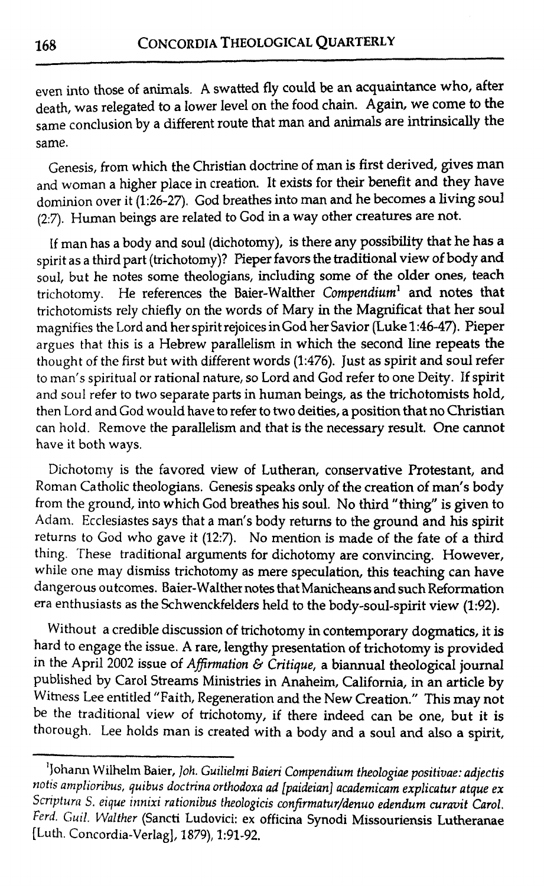even into those of animals. A swatted fly could be an acquaintance who, after death, was relegated to a lower level on the food chain. Again, we come to the same conclusion by a different route that man and animals are intrinsically the same.

Genesis, from which the Christian doctrine of man is first derived, gives man and woman a higher place in creation. It exists for their benefit and they have dominion over it (1:26-27). God breathes into man and he becomes a living soul (2:7). Human beings are related to God in a way other creatures are not.

If man has a body and soul (dichotomy), is there any possibility that he has a spirit as a third part (trichotomy)? Pieper favors the traditional view of body and soul, but he notes some theologians, including some of the older ones, teach trichotomy. He references the Baier-Walther *Compendium*[1] and notes that trichotomists rely chiefly on the words of Mary in the Magnificat that her soul magnifies the Lord and her spirit rejoices in God her Savior (Luke 1:46-47). Pieper argues that this is a Hebrew parallelism in which the second line repeats the thought of the first but with different words (1:476). Just as spirit and soul refer to man's spiritual or rational nature, so Lord and God refer to one Deity. If spirit and soul refer to two separate parts in human beings, as the trichotomists hold, then Lord and God would have to refer to two deities, a position that no Christian can hold. Remove the parallelism and that is the necessary result. One cannot have it both ways.

Dichotomy is the favored view of Lutheran, conservative Protestant, and Roman Catholic theologians. Genesis speaks only of the creation of man's body from the ground, into which God breathes his soul. No third "thing" is given to Adam. Ecclesiastes says that a man's body returns to the ground and his spirit returns to God who gave it (12:7). No mention is made of the fate of a third thing. These traditional arguments for dichotomy are convincing. However, while one may dismiss trichotomy as mere speculation, this teaching can have dangerous outcomes. Baier-Walther notes that Manicheans and such Reformation era enthusiasts as the Schwenckfelders held to the body-soul-spirit view (1:92).

Without a credible discussion of trichotomy in contemporary dogmatics, it is hard to engage the issue. A rare, lengthy presentation of trichotomy is provided in the April 2002 issue of *Affirmation & Critique*, a biannual theological journal published by Carol Streams Ministries in Anaheim, California, in an article by Witness Lee entitled "Faith, Regeneration and the New Creation." This may not be the traditional view of trichotomy, if there indeed can be one, but it is thorough. Lee holds man is created with a body and a soul and also a spirit,

---

[1] Johann Wilhelm Baier, *Joh. Guilielmi Baieri Compendium theologiae positivae: adjectis notis amplioribus, quibus doctrina orthodoxa ad [paideian] academicam explicatur atque ex Scriptura S. eique innixi rationibus theologicis confirmatur/denuo edendum curavit Carol. Ferd. Guil. Walther* (Sancti Ludovici: ex officina Synodi Missouriensis Lutheranae [Luth. Concordia-Verlag], 1879), 1:91-92.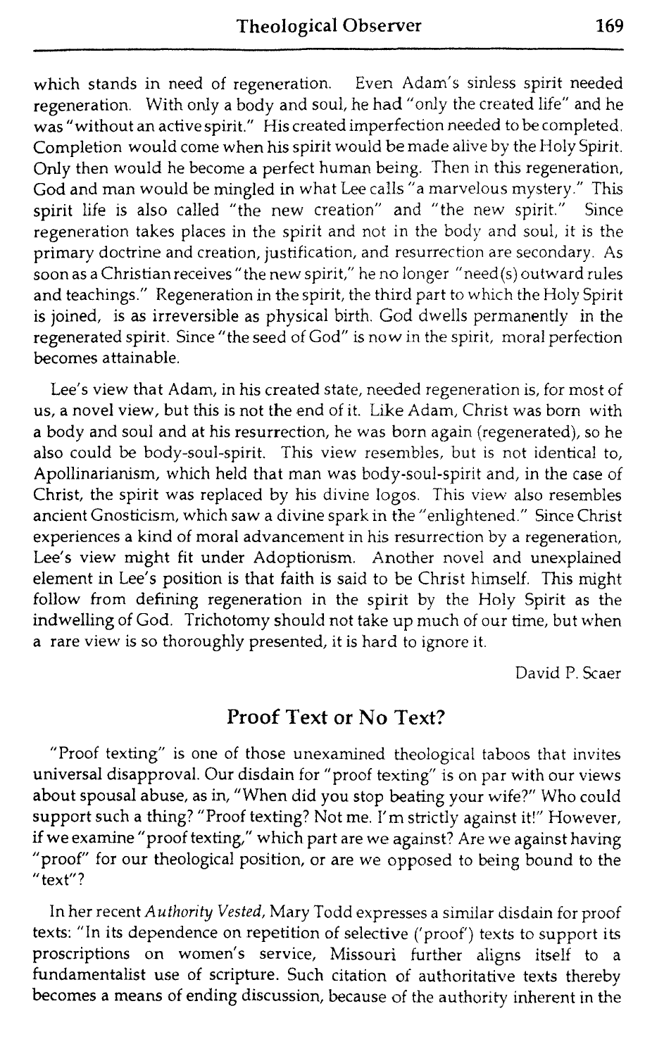which stands in need of regeneration. Even Adam's sinless spirit needed regeneration. With only a body and soul, he had "only the created life" and he was "without an active spirit." His created imperfection needed to be completed. Completion would come when his spirit would be made alive by the Holy Spirit. Only then would he become a perfect human being. Then in this regeneration, God and man would be mingled in what Lee calls "a marvelous mystery." This spirit life is also called "the new creation" and "the new spirit." Since regeneration takes places in the spirit and not in the body and soul, it is the primary doctrine and creation, justification, and resurrection are secondary. As soon as a Christian receives "the new spirit," he no longer "need(s) outward rules and teachings." Regeneration in the spirit, the third part to which the Holy Spirit is joined, is as irreversible as physical birth. God dwells permanently in the regenerated spirit. Since "the seed of God" is now in the spirit, moral perfection becomes attainable.

Lee's view that Adam, in his created state, needed regeneration is, for most of us, a novel view, but this is not the end of it. Like Adam, Christ was born with a body and soul and at his resurrection, he was born again (regenerated), so he also could be body-soul-spirit. This view resembles, but is not identical to, Apollinarianism, which held that man was body-soul-spirit and, in the case of Christ, the spirit was replaced by his divine logos. This view also resembles ancient Gnosticism, which saw a divine spark in the "enlightened." Since Christ experiences a kind of moral advancement in his resurrection by a regeneration, Lee's view might fit under Adoptionism. Another novel and unexplained element in Lee's position is that faith is said to be Christ himself. This might follow from defining regeneration in the spirit by the Holy Spirit as the indwelling of God. Trichotomy should not take up much of our time, but when a rare view is so thoroughly presented, it is hard to ignore it.

David P. Scaer

## Proof Text or No Text?

"Proof texting" is one of those unexamined theological taboos that invites universal disapproval. Our disdain for "proof texting" is on par with our views about spousal abuse, as in, "When did you stop beating your wife?" Who could support such a thing? "Proof texting? Not me. I'm strictly against it!" However, if we examine "proof texting," which part are we against? Are we against having "proof" for our theological position, or are we opposed to being bound to the "text"?

In her recent *Authority Vested,* Mary Todd expresses a similar disdain for proof texts: "In its dependence on repetition of selective ('proof') texts to support its proscriptions on women's service, Missouri further aligns itself to a fundamentalist use of scripture. Such citation of authoritative texts thereby becomes a means of ending discussion, because of the authority inherent in the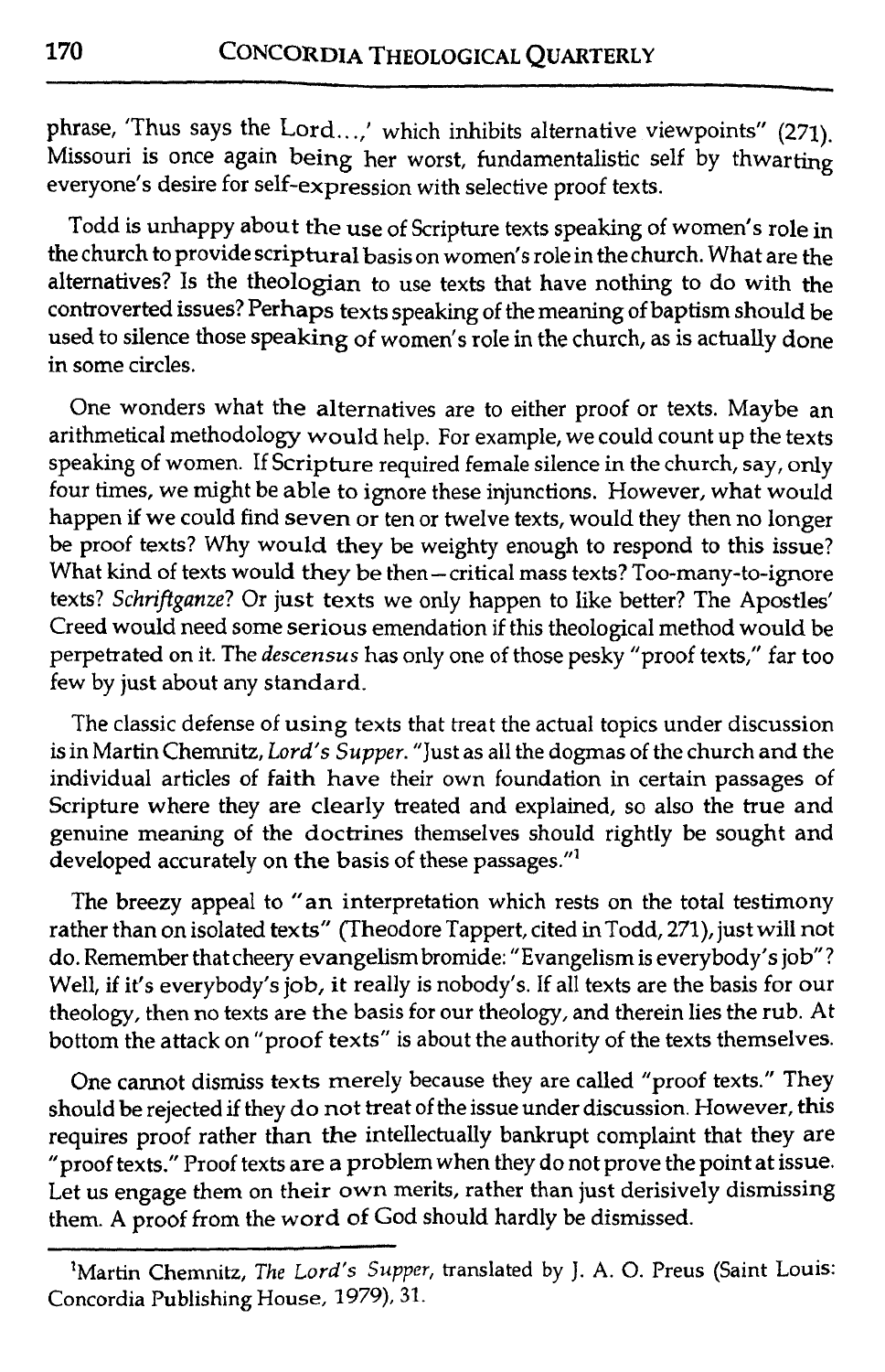phrase, 'Thus says the Lord...,' which inhibits alternative viewpoints" (271). Missouri is once again being her worst, fundamentalistic self by thwarting everyone's desire for self-expression with selective proof texts.

Todd is unhappy about the use of Scripture texts speaking of women's role in the church to provide scriptural basis on women's role in the church. What are the alternatives? Is the theologian to use texts that have nothing to do with the controverted issues? Perhaps texts speaking of the meaning of baptism should be used to silence those speaking of women's role in the church, as is actually done in some circles.

One wonders what the alternatives are to either proof or texts. Maybe an arithmetical methodology would help. For example, we could count up the texts speaking of women. If Scripture required female silence in the church, say, only four times, we might be able to ignore these injunctions. However, what would happen if we could find seven or ten or twelve texts, would they then no longer be proof texts? Why would they be weighty enough to respond to this issue? What kind of texts would they be then—critical mass texts? Too-many-to-ignore texts? *Schriftganze*? Or just texts we only happen to like better? The Apostles' Creed would need some serious emendation if this theological method would be perpetrated on it. The *descensus* has only one of those pesky "proof texts," far too few by just about any standard.

The classic defense of using texts that treat the actual topics under discussion is in Martin Chemnitz, *Lord's Supper*. "Just as all the dogmas of the church and the individual articles of faith have their own foundation in certain passages of Scripture where they are clearly treated and explained, so also the true and genuine meaning of the doctrines themselves should rightly be sought and developed accurately on the basis of these passages."[1]

The breezy appeal to "an interpretation which rests on the total testimony rather than on isolated texts" (Theodore Tappert, cited in Todd, 271), just will not do. Remember that cheery evangelism bromide: "Evangelism is everybody's job"? Well, if it's everybody's job, it really is nobody's. If all texts are the basis for our theology, then no texts are the basis for our theology, and therein lies the rub. At bottom the attack on "proof texts" is about the authority of the texts themselves.

One cannot dismiss texts merely because they are called "proof texts." They should be rejected if they do not treat of the issue under discussion. However, this requires proof rather than the intellectually bankrupt complaint that they are "proof texts." Proof texts are a problem when they do not prove the point at issue. Let us engage them on their own merits, rather than just derisively dismissing them. A proof from the word of God should hardly be dismissed.

---

[1]Martin Chemnitz, *The Lord's Supper*, translated by J. A. O. Preus (Saint Louis: Concordia Publishing House, 1979), 31.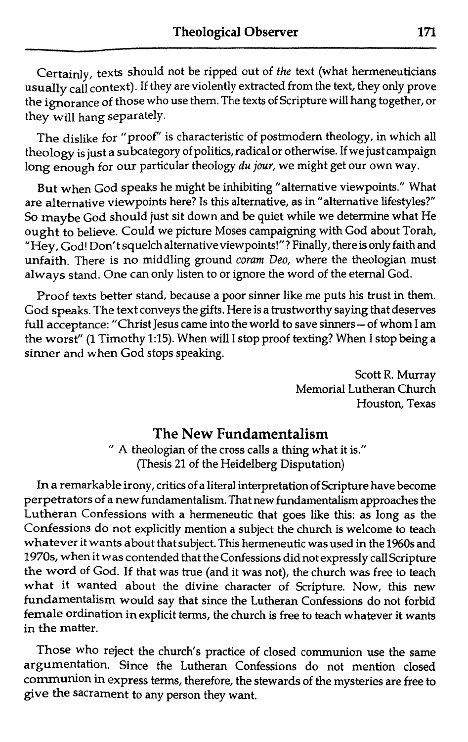Certainly, texts should not be ripped out of *the* text (what hermeneuticians usually call context). If they are violently extracted from the text, they only prove the ignorance of those who use them. The texts of Scripture will hang together, or they will hang separately.

The dislike for "proof" is characteristic of postmodern theology, in which all theology is just a subcategory of politics, radical or otherwise. If we just campaign long enough for our particular theology *du jour*, we might get our own way.

But when God speaks he might be inhibiting "alternative viewpoints." What are alternative viewpoints here? Is this alternative, as in "alternative lifestyles?" So maybe God should just sit down and be quiet while we determine what He ought to believe. Could we picture Moses campaigning with God about Torah, "Hey, God! Don't squelch alternative viewpoints!"? Finally, there is only faith and unfaith. There is no middling ground *coram Deo*, where the theologian must always stand. One can only listen to or ignore the word of the eternal God.

Proof texts better stand, because a poor sinner like me puts his trust in them. God speaks. The text conveys the gifts. Here is a trustworthy saying that deserves full acceptance: "Christ Jesus came into the world to save sinners—of whom I am the worst" (1 Timothy 1:15). When will I stop proof texting? When I stop being a sinner and when God stops speaking.

Scott R. Murray
Memorial Lutheran Church
Houston, Texas

## The New Fundamentalism

" A theologian of the cross calls a thing what it is."
(Thesis 21 of the Heidelberg Disputation)

In a remarkable irony, critics of a literal interpretation of Scripture have become perpetrators of a new fundamentalism. That new fundamentalism approaches the Lutheran Confessions with a hermeneutic that goes like this: as long as the Confessions do not explicitly mention a subject the church is welcome to teach whatever it wants about that subject. This hermeneutic was used in the 1960s and 1970s, when it was contended that the Confessions did not expressly call Scripture the word of God. If that was true (and it was not), the church was free to teach what it wanted about the divine character of Scripture. Now, this new fundamentalism would say that since the Lutheran Confessions do not forbid female ordination in explicit terms, the church is free to teach whatever it wants in the matter.

Those who reject the church's practice of closed communion use the same argumentation. Since the Lutheran Confessions do not mention closed communion in express terms, therefore, the stewards of the mysteries are free to give the sacrament to any person they want.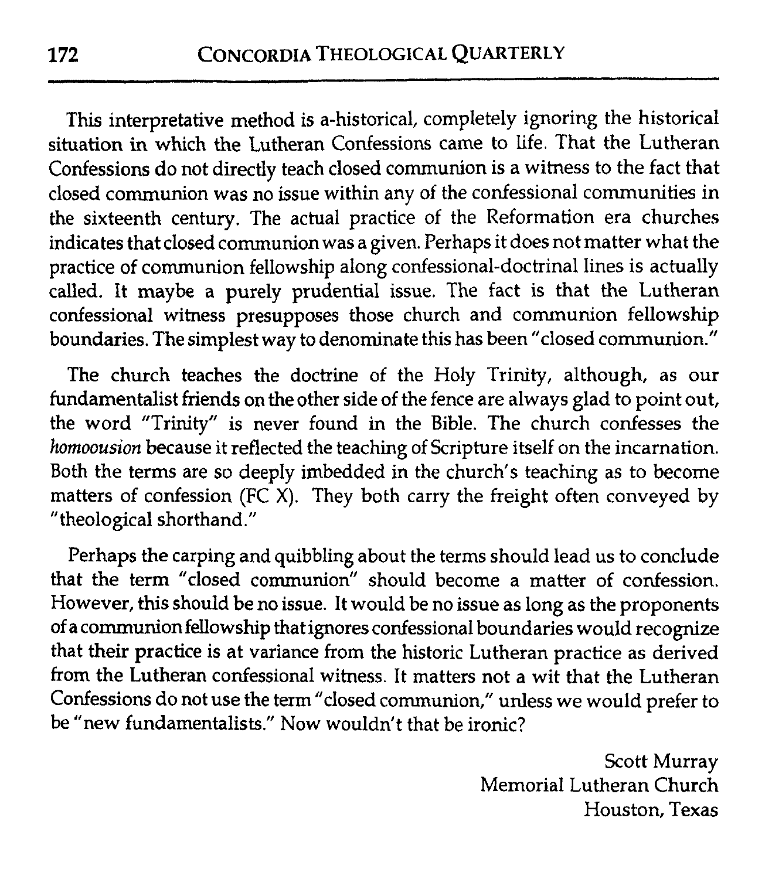This interpretative method is a-historical, completely ignoring the historical situation in which the Lutheran Confessions came to life. That the Lutheran Confessions do not directly teach closed communion is a witness to the fact that closed communion was no issue within any of the confessional communities in the sixteenth century. The actual practice of the Reformation era churches indicates that closed communion was a given. Perhaps it does not matter what the practice of communion fellowship along confessional-doctrinal lines is actually called. It maybe a purely prudential issue. The fact is that the Lutheran confessional witness presupposes those church and communion fellowship boundaries. The simplest way to denominate this has been "closed communion."

The church teaches the doctrine of the Holy Trinity, although, as our fundamentalist friends on the other side of the fence are always glad to point out, the word "Trinity" is never found in the Bible. The church confesses the *homoousion* because it reflected the teaching of Scripture itself on the incarnation. Both the terms are so deeply imbedded in the church's teaching as to become matters of confession (FC X). They both carry the freight often conveyed by "theological shorthand."

Perhaps the carping and quibbling about the terms should lead us to conclude that the term "closed communion" should become a matter of confession. However, this should be no issue. It would be no issue as long as the proponents of a communion fellowship that ignores confessional boundaries would recognize that their practice is at variance from the historic Lutheran practice as derived from the Lutheran confessional witness. It matters not a wit that the Lutheran Confessions do not use the term "closed communion," unless we would prefer to be "new fundamentalists." Now wouldn't that be ironic?

Scott Murray
Memorial Lutheran Church
Houston, Texas